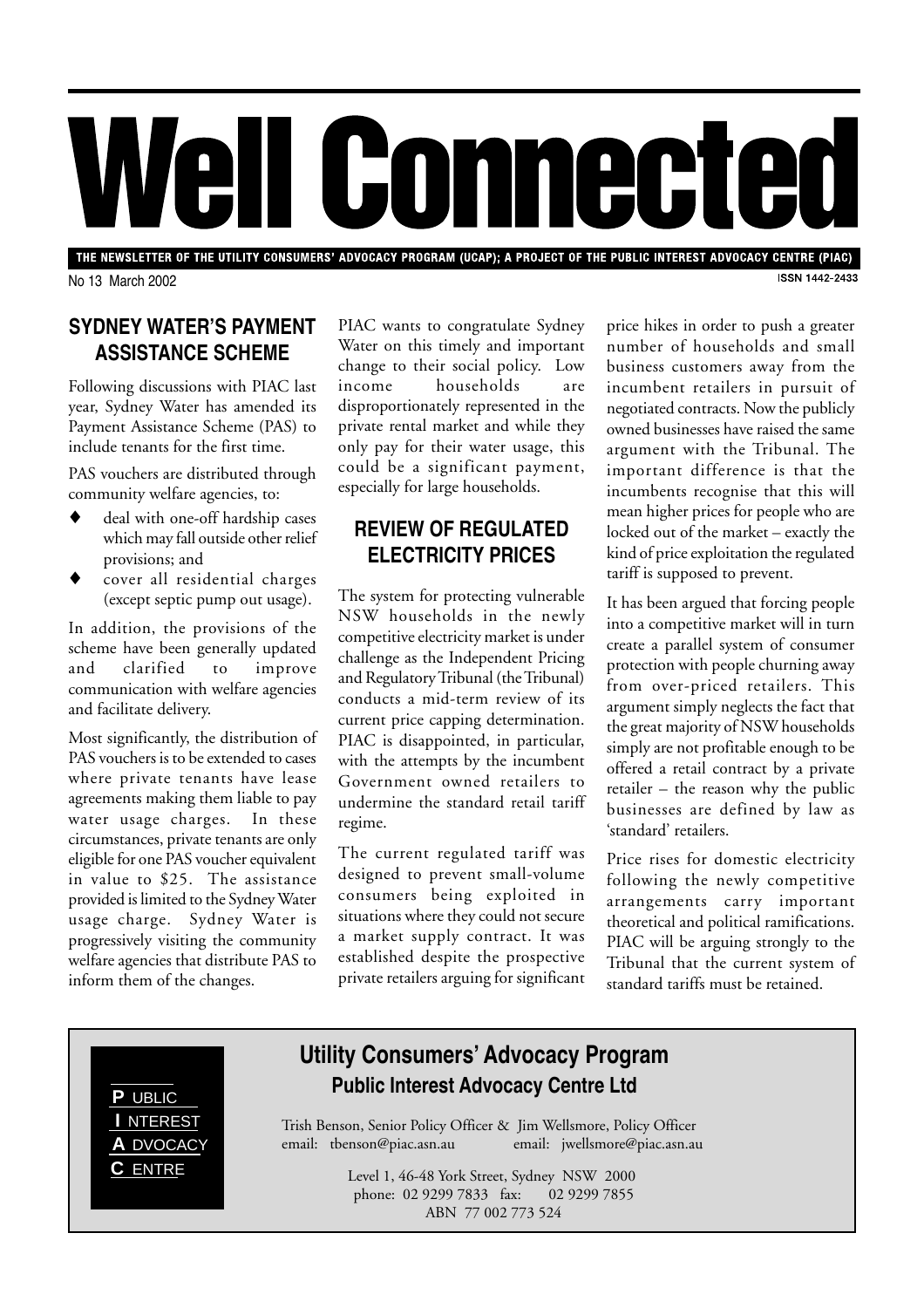# Well Connected

**THE NEWSLETTER OF THE UTILITY CONSUMERS' ADVOCACY PROGRAM (UCAP); A PROJECT OF THE PUBLIC INTEREST ADVOCACY CENTRE (PIAC)**

No 13 March 2002

ISSN 1442-2433

## SYDNEY WATER'S PAYMENT ASSISTANCE SCHEME

Following discussions with PIAC last year, Sydney Water has amended its Payment Assistance Scheme (PAS) to include tenants for the first time.

PAS vouchers are distributed through community welfare agencies, to:

- deal with one-off hardship cases which may fall outside other relief provisions; and
- cover all residential charges (except septic pump out usage).

In addition, the provisions of the scheme have been generally updated and clarified to improve communication with welfare agencies and facilitate delivery.

Most significantly, the distribution of PAS vouchers is to be extended to cases where private tenants have lease agreements making them liable to pay water usage charges. In these circumstances, private tenants are only eligible for one PAS voucher equivalent in value to $25. The assistance provided is limited to the Sydney Water usage charge. Sydney Water is progressively visiting the community welfare agencies that distribute PAS to inform them of the changes.

PIAC wants to congratulate Sydney Water on this timely and important change to their social policy. Low income households are disproportionately represented in the private rental market and while they only pay for their water usage, this could be a significant payment, especially for large households.

## REVIEW OF REGULATED ELECTRICITY PRICES

The system for protecting vulnerable NSW households in the newly competitive electricity market is under challenge as the Independent Pricing and Regulatory Tribunal (the Tribunal) conducts a mid-term review of its current price capping determination. PIAC is disappointed, in particular, with the attempts by the incumbent Government owned retailers to undermine the standard retail tariff regime.

The current regulated tariff was designed to prevent small-volume consumers being exploited in situations where they could not secure a market supply contract. It was established despite the prospective private retailers arguing for significant price hikes in order to push a greater number of households and small business customers away from the incumbent retailers in pursuit of negotiated contracts. Now the publicly owned businesses have raised the same argument with the Tribunal. The important difference is that the incumbents recognise that this will mean higher prices for people who are locked out of the market – exactly the kind of price exploitation the regulated tariff is supposed to prevent.

It has been argued that forcing people into a competitive market will in turn create a parallel system of consumer protection with people churning away from over-priced retailers. This argument simply neglects the fact that the great majority of NSW households simply are not profitable enough to be offered a retail contract by a private retailer – the reason why the public businesses are defined by law as 'standard' retailers.

Price rises for domestic electricity following the newly competitive arrangements carry important theoretical and political ramifications. PIAC will be arguing strongly to the Tribunal that the current system of standard tariffs must be retained.

---

**P**UBLIC **I**NTEREST **A**DVOCACY **C**ENTRE

### Utility Consumers' Advocacy Program

**Public Interest Advocacy Centre Ltd**

Trish Benson, Senior Policy Officer & Jim Wellsmore, Policy Officer
email: tbenson@piac.asn.au email: jwellsmore@piac.asn.au

Level 1, 46-48 York Street, Sydney NSW 2000
phone: 02 9299 7833 fax: 02 9299 7855
ABN 77 002 773 524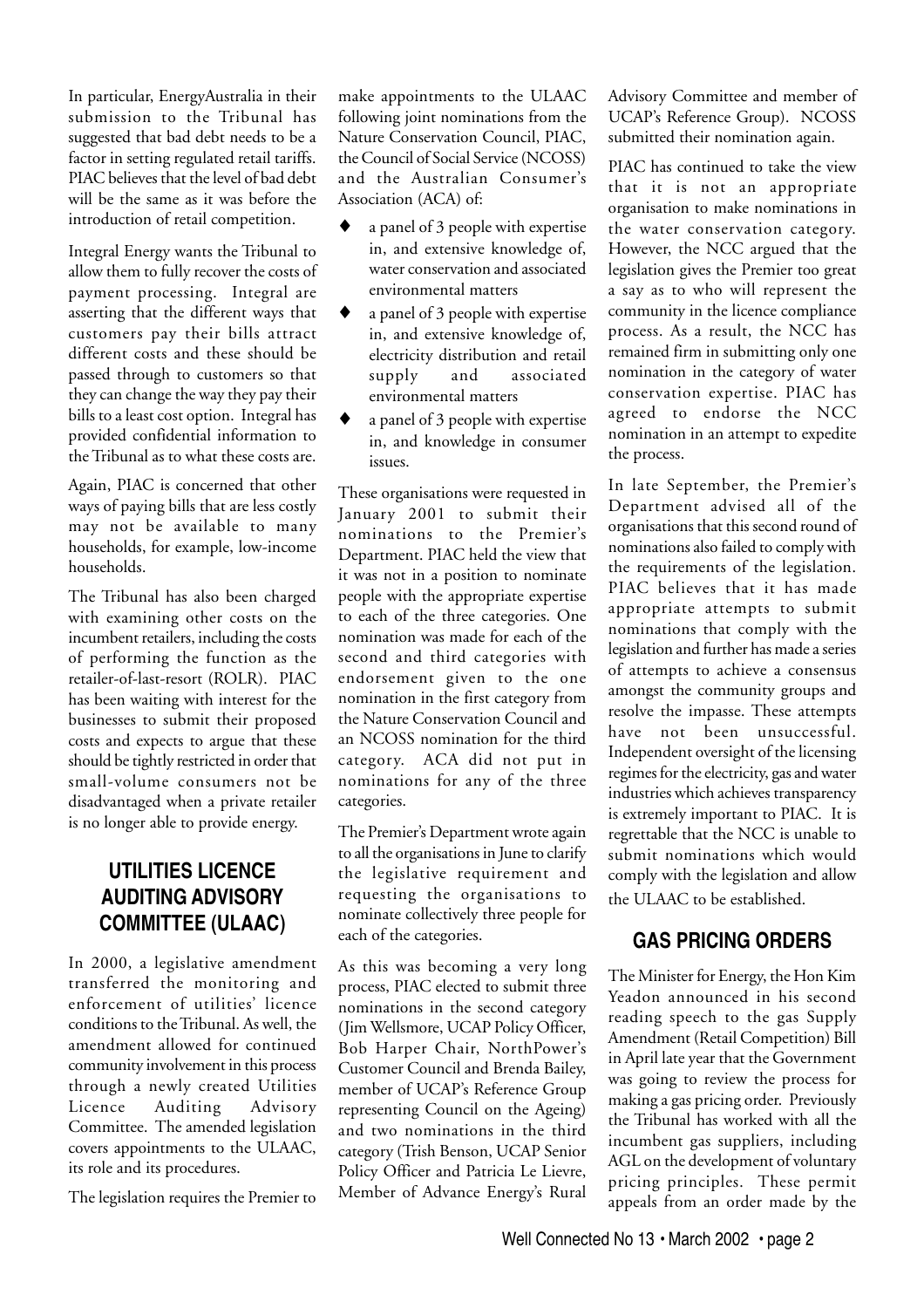In particular, EnergyAustralia in their submission to the Tribunal has suggested that bad debt needs to be a factor in setting regulated retail tariffs. PIAC believes that the level of bad debt will be the same as it was before the introduction of retail competition.

Integral Energy wants the Tribunal to allow them to fully recover the costs of payment processing. Integral are asserting that the different ways that customers pay their bills attract different costs and these should be passed through to customers so that they can change the way they pay their bills to a least cost option. Integral has provided confidential information to the Tribunal as to what these costs are.

Again, PIAC is concerned that other ways of paying bills that are less costly may not be available to many households, for example, low-income households.

The Tribunal has also been charged with examining other costs on the incumbent retailers, including the costs of performing the function as the retailer-of-last-resort (ROLR). PIAC has been waiting with interest for the businesses to submit their proposed costs and expects to argue that these should be tightly restricted in order that small-volume consumers not be disadvantaged when a private retailer is no longer able to provide energy.

## UTILITIES LICENCE AUDITING ADVISORY COMMITTEE (ULAAC)

In 2000, a legislative amendment transferred the monitoring and enforcement of utilities' licence conditions to the Tribunal. As well, the amendment allowed for continued community involvement in this process through a newly created Utilities Licence Auditing Advisory Committee. The amended legislation covers appointments to the ULAAC, its role and its procedures.

The legislation requires the Premier to make appointments to the ULAAC following joint nominations from the Nature Conservation Council, PIAC, the Council of Social Service (NCOSS) and the Australian Consumer's Association (ACA) of:

- a panel of 3 people with expertise in, and extensive knowledge of, water conservation and associated environmental matters
- a panel of 3 people with expertise in, and extensive knowledge of, electricity distribution and retail supply and associated environmental matters
- a panel of 3 people with expertise in, and knowledge in consumer issues.

These organisations were requested in January 2001 to submit their nominations to the Premier's Department. PIAC held the view that it was not in a position to nominate people with the appropriate expertise to each of the three categories. One nomination was made for each of the second and third categories with endorsement given to the one nomination in the first category from the Nature Conservation Council and an NCOSS nomination for the third category. ACA did not put in nominations for any of the three categories.

The Premier's Department wrote again to all the organisations in June to clarify the legislative requirement and requesting the organisations to nominate collectively three people for each of the categories.

As this was becoming a very long process, PIAC elected to submit three nominations in the second category (Jim Wellsmore, UCAP Policy Officer, Bob Harper Chair, NorthPower's Customer Council and Brenda Bailey, member of UCAP's Reference Group representing Council on the Ageing) and two nominations in the third category (Trish Benson, UCAP Senior Policy Officer and Patricia Le Lievre, Member of Advance Energy's Rural Advisory Committee and member of UCAP's Reference Group). NCOSS submitted their nomination again.

PIAC has continued to take the view that it is not an appropriate organisation to make nominations in the water conservation category. However, the NCC argued that the legislation gives the Premier too great a say as to who will represent the community in the licence compliance process. As a result, the NCC has remained firm in submitting only one nomination in the category of water conservation expertise. PIAC has agreed to endorse the NCC nomination in an attempt to expedite the process.

In late September, the Premier's Department advised all of the organisations that this second round of nominations also failed to comply with the requirements of the legislation. PIAC believes that it has made appropriate attempts to submit nominations that comply with the legislation and further has made a series of attempts to achieve a consensus amongst the community groups and resolve the impasse. These attempts have not been unsuccessful. Independent oversight of the licensing regimes for the electricity, gas and water industries which achieves transparency is extremely important to PIAC. It is regrettable that the NCC is unable to submit nominations which would comply with the legislation and allow the ULAAC to be established.

## GAS PRICING ORDERS

The Minister for Energy, the Hon Kim Yeadon announced in his second reading speech to the gas Supply Amendment (Retail Competition) Bill in April late year that the Government was going to review the process for making a gas pricing order. Previously the Tribunal has worked with all the incumbent gas suppliers, including AGL on the development of voluntary pricing principles. These permit appeals from an order made by the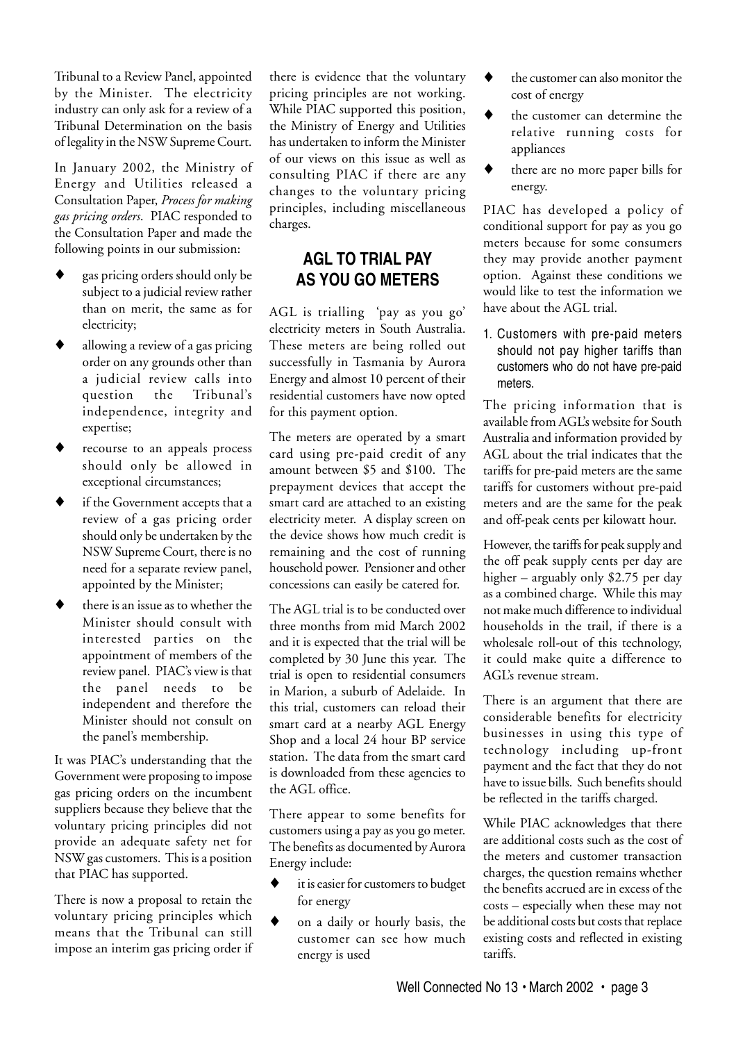Tribunal to a Review Panel, appointed by the Minister. The electricity industry can only ask for a review of a Tribunal Determination on the basis of legality in the NSW Supreme Court.

In January 2002, the Ministry of Energy and Utilities released a Consultation Paper, *Process for making gas pricing orders*. PIAC responded to the Consultation Paper and made the following points in our submission:

- gas pricing orders should only be subject to a judicial review rather than on merit, the same as for electricity;
- allowing a review of a gas pricing order on any grounds other than a judicial review calls into question the Tribunal's independence, integrity and expertise;
- recourse to an appeals process should only be allowed in exceptional circumstances;
- if the Government accepts that a review of a gas pricing order should only be undertaken by the NSW Supreme Court, there is no need for a separate review panel, appointed by the Minister;
- there is an issue as to whether the Minister should consult with interested parties on the appointment of members of the review panel. PIAC's view is that the panel needs to be independent and therefore the Minister should not consult on the panel's membership.

It was PIAC's understanding that the Government were proposing to impose gas pricing orders on the incumbent suppliers because they believe that the voluntary pricing principles did not provide an adequate safety net for NSW gas customers. This is a position that PIAC has supported.

There is now a proposal to retain the voluntary pricing principles which means that the Tribunal can still impose an interim gas pricing order if there is evidence that the voluntary pricing principles are not working. While PIAC supported this position, the Ministry of Energy and Utilities has undertaken to inform the Minister of our views on this issue as well as consulting PIAC if there are any changes to the voluntary pricing principles, including miscellaneous charges.

## AGL TO TRIAL PAY AS YOU GO METERS

AGL is trialling 'pay as you go' electricity meters in South Australia. These meters are being rolled out successfully in Tasmania by Aurora Energy and almost 10 percent of their residential customers have now opted for this payment option.

The meters are operated by a smart card using pre-paid credit of any amount between $5 and $100. The prepayment devices that accept the smart card are attached to an existing electricity meter. A display screen on the device shows how much credit is remaining and the cost of running household power. Pensioner and other concessions can easily be catered for.

The AGL trial is to be conducted over three months from mid March 2002 and it is expected that the trial will be completed by 30 June this year. The trial is open to residential consumers in Marion, a suburb of Adelaide. In this trial, customers can reload their smart card at a nearby AGL Energy Shop and a local 24 hour BP service station. The data from the smart card is downloaded from these agencies to the AGL office.

There appear to some benefits for customers using a pay as you go meter. The benefits as documented by Aurora Energy include:

- it is easier for customers to budget for energy
- on a daily or hourly basis, the customer can see how much energy is used
- the customer can also monitor the cost of energy
- the customer can determine the relative running costs for appliances
- there are no more paper bills for energy.

PIAC has developed a policy of conditional support for pay as you go meters because for some consumers they may provide another payment option. Against these conditions we would like to test the information we have about the AGL trial.

1. Customers with pre-paid meters should not pay higher tariffs than customers who do not have pre-paid meters.

The pricing information that is available from AGL's website for South Australia and information provided by AGL about the trial indicates that the tariffs for pre-paid meters are the same tariffs for customers without pre-paid meters and are the same for the peak and off-peak cents per kilowatt hour.

However, the tariffs for peak supply and the off peak supply cents per day are higher – arguably only $2.75 per day as a combined charge. While this may not make much difference to individual households in the trail, if there is a wholesale roll-out of this technology, it could make quite a difference to AGL's revenue stream.

There is an argument that there are considerable benefits for electricity businesses in using this type of technology including up-front payment and the fact that they do not have to issue bills. Such benefits should be reflected in the tariffs charged.

While PIAC acknowledges that there are additional costs such as the cost of the meters and customer transaction charges, the question remains whether the benefits accrued are in excess of the costs – especially when these may not be additional costs but costs that replace existing costs and reflected in existing tariffs.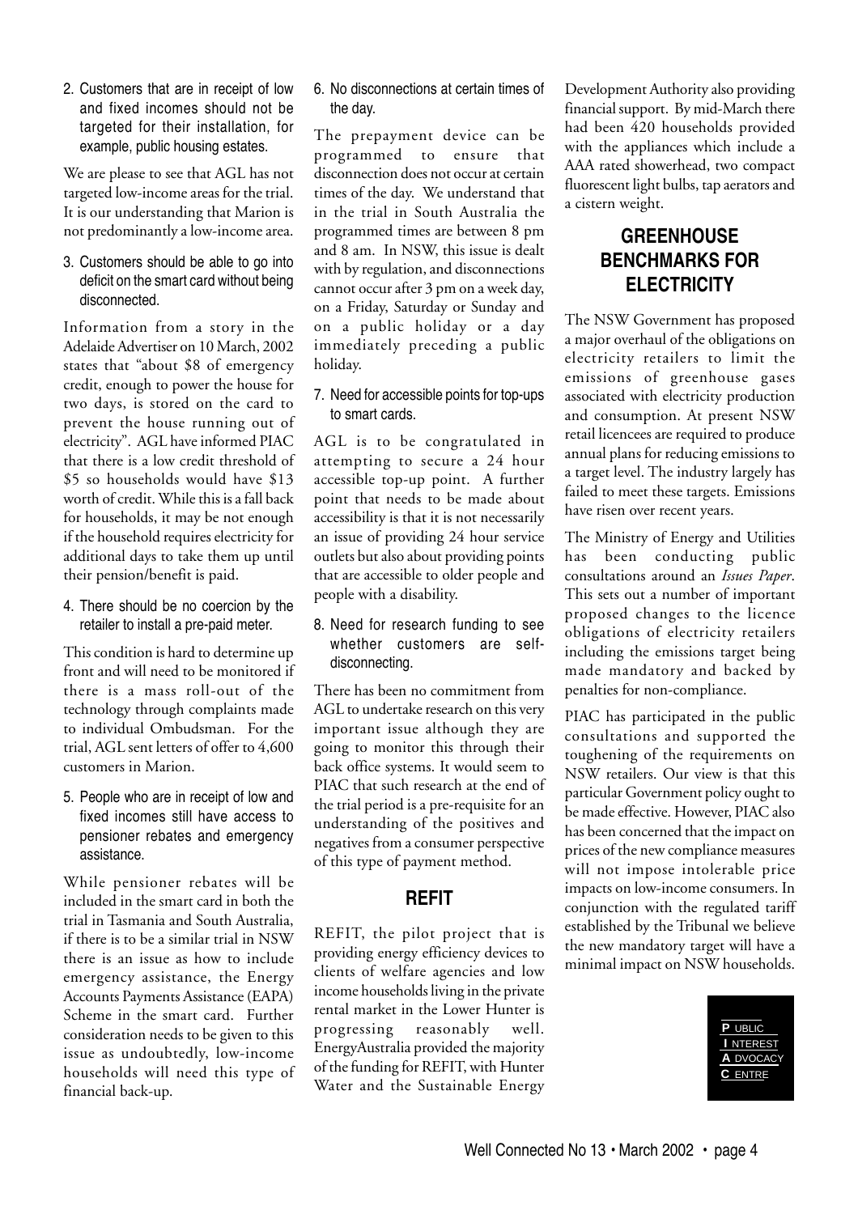2. Customers that are in receipt of low and fixed incomes should not be targeted for their installation, for example, public housing estates.

We are please to see that AGL has not targeted low-income areas for the trial. It is our understanding that Marion is not predominantly a low-income area.

3. Customers should be able to go into deficit on the smart card without being disconnected.

Information from a story in the Adelaide Advertiser on 10 March, 2002 states that "about $8 of emergency credit, enough to power the house for two days, is stored on the card to prevent the house running out of electricity". AGL have informed PIAC that there is a low credit threshold of $5 so households would have $13 worth of credit. While this is a fall back for households, it may be not enough if the household requires electricity for additional days to take them up until their pension/benefit is paid.

4. There should be no coercion by the retailer to install a pre-paid meter.

This condition is hard to determine up front and will need to be monitored if there is a mass roll-out of the technology through complaints made to individual Ombudsman. For the trial, AGL sent letters of offer to 4,600 customers in Marion.

5. People who are in receipt of low and fixed incomes still have access to pensioner rebates and emergency assistance.

While pensioner rebates will be included in the smart card in both the trial in Tasmania and South Australia, if there is to be a similar trial in NSW there is an issue as how to include emergency assistance, the Energy Accounts Payments Assistance (EAPA) Scheme in the smart card. Further consideration needs to be given to this issue as undoubtedly, low-income households will need this type of financial back-up.

6. No disconnections at certain times of the day.

The prepayment device can be programmed to ensure that disconnection does not occur at certain times of the day. We understand that in the trial in South Australia the programmed times are between 8 pm and 8 am. In NSW, this issue is dealt with by regulation, and disconnections cannot occur after 3 pm on a week day, on a Friday, Saturday or Sunday and on a public holiday or a day immediately preceding a public holiday.

7. Need for accessible points for top-ups to smart cards.

AGL is to be congratulated in attempting to secure a 24 hour accessible top-up point. A further point that needs to be made about accessibility is that it is not necessarily an issue of providing 24 hour service outlets but also about providing points that are accessible to older people and people with a disability.

8. Need for research funding to see whether customers are self-disconnecting.

There has been no commitment from AGL to undertake research on this very important issue although they are going to monitor this through their back office systems. It would seem to PIAC that such research at the end of the trial period is a pre-requisite for an understanding of the positives and negatives from a consumer perspective of this type of payment method.

## REFIT

REFIT, the pilot project that is providing energy efficiency devices to clients of welfare agencies and low income households living in the private rental market in the Lower Hunter is progressing reasonably well. EnergyAustralia provided the majority of the funding for REFIT, with Hunter Water and the Sustainable Energy Development Authority also providing financial support. By mid-March there had been 420 households provided with the appliances which include a AAA rated showerhead, two compact fluorescent light bulbs, tap aerators and a cistern weight.

## GREENHOUSE BENCHMARKS FOR ELECTRICITY

The NSW Government has proposed a major overhaul of the obligations on electricity retailers to limit the emissions of greenhouse gases associated with electricity production and consumption. At present NSW retail licencees are required to produce annual plans for reducing emissions to a target level. The industry largely has failed to meet these targets. Emissions have risen over recent years.

The Ministry of Energy and Utilities has been conducting public consultations around an *Issues Paper*. This sets out a number of important proposed changes to the licence obligations of electricity retailers including the emissions target being made mandatory and backed by penalties for non-compliance.

PIAC has participated in the public consultations and supported the toughening of the requirements on NSW retailers. Our view is that this particular Government policy ought to be made effective. However, PIAC also has been concerned that the impact on prices of the new compliance measures will not impose intolerable price impacts on low-income consumers. In conjunction with the regulated tariff established by the Tribunal we believe the new mandatory target will have a minimal impact on NSW households.

PUBLIC INTEREST ADVOCACY CENTRE